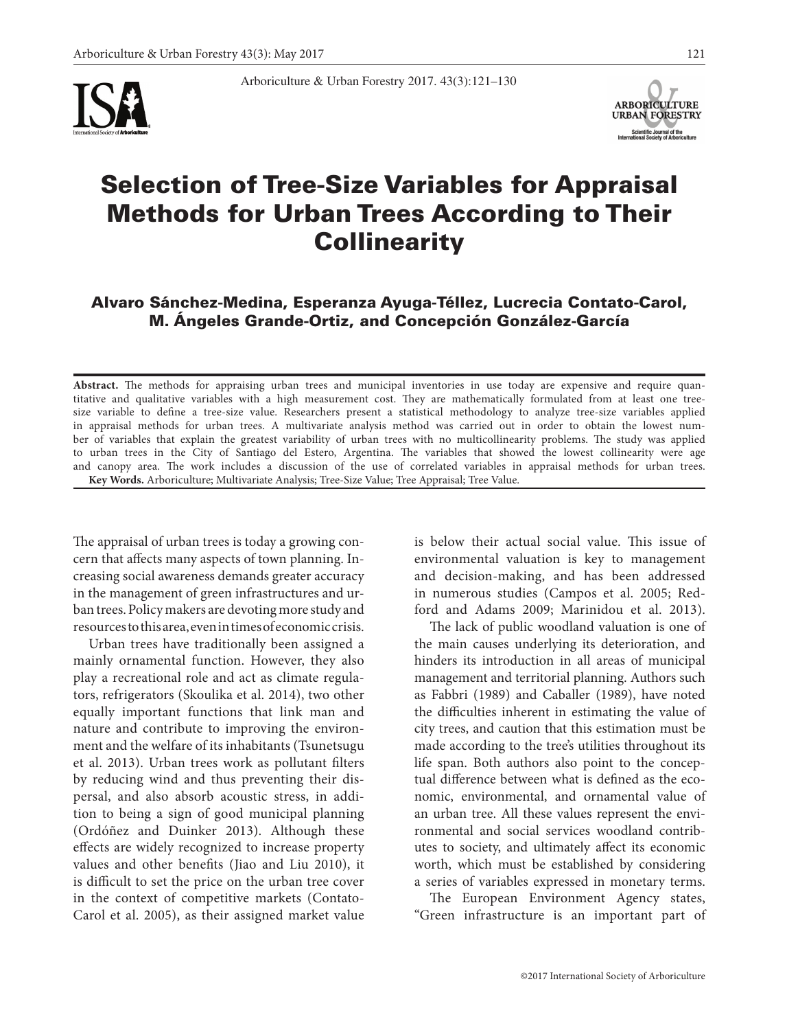# Selection of Tree-Size Variables for Appraisal Methods for Urban Trees According to Their Collinearity

**Alvaro Sánchez-Medina, Esperanza Ayuga-Téllez, Lucrecia Contato-Carol, M. Ángeles Grande-Ortiz, and Concepción González-García**

**Abstract.** The methods for appraising urban trees and municipal inventories in use today are expensive and require quantitative and qualitative variables with a high measurement cost. They are mathematically formulated from at least one tree-size variable to define a tree-size value. Researchers present a statistical methodology to analyze tree-size variables applied in appraisal methods for urban trees. A multivariate analysis method was carried out in order to obtain the lowest number of variables that explain the greatest variability of urban trees with no multicollinearity problems. The study was applied to urban trees in the City of Santiago del Estero, Argentina. The variables that showed the lowest collinearity were age and canopy area. The work includes a discussion of the use of correlated variables in appraisal methods for urban trees.

**Key Words.** Arboriculture; Multivariate Analysis; Tree-Size Value; Tree Appraisal; Tree Value.

The appraisal of urban trees is today a growing concern that affects many aspects of town planning. Increasing social awareness demands greater accuracy in the management of green infrastructures and urban trees. Policy makers are devoting more study and resources to this area, even in times of economic crisis.

Urban trees have traditionally been assigned a mainly ornamental function. However, they also play a recreational role and act as climate regulators, refrigerators (Skoulika et al. 2014), two other equally important functions that link man and nature and contribute to improving the environment and the welfare of its inhabitants (Tsunetsugu et al. 2013). Urban trees work as pollutant filters by reducing wind and thus preventing their dispersal, and also absorb acoustic stress, in addition to being a sign of good municipal planning (Ordóñez and Duinker 2013). Although these effects are widely recognized to increase property values and other benefits (Jiao and Liu 2010), it is difficult to set the price on the urban tree cover in the context of competitive markets (Contato-Carol et al. 2005), as their assigned market value is below their actual social value. This issue of environmental valuation is key to management and decision-making, and has been addressed in numerous studies (Campos et al. 2005; Redford and Adams 2009; Marinidou et al. 2013).

The lack of public woodland valuation is one of the main causes underlying its deterioration, and hinders its introduction in all areas of municipal management and territorial planning. Authors such as Fabbri (1989) and Caballer (1989), have noted the difficulties inherent in estimating the value of city trees, and caution that this estimation must be made according to the tree's utilities throughout its life span. Both authors also point to the conceptual difference between what is defined as the economic, environmental, and ornamental value of an urban tree. All these values represent the environmental and social services woodland contributes to society, and ultimately affect its economic worth, which must be established by considering a series of variables expressed in monetary terms.

The European Environment Agency states, "Green infrastructure is an important part of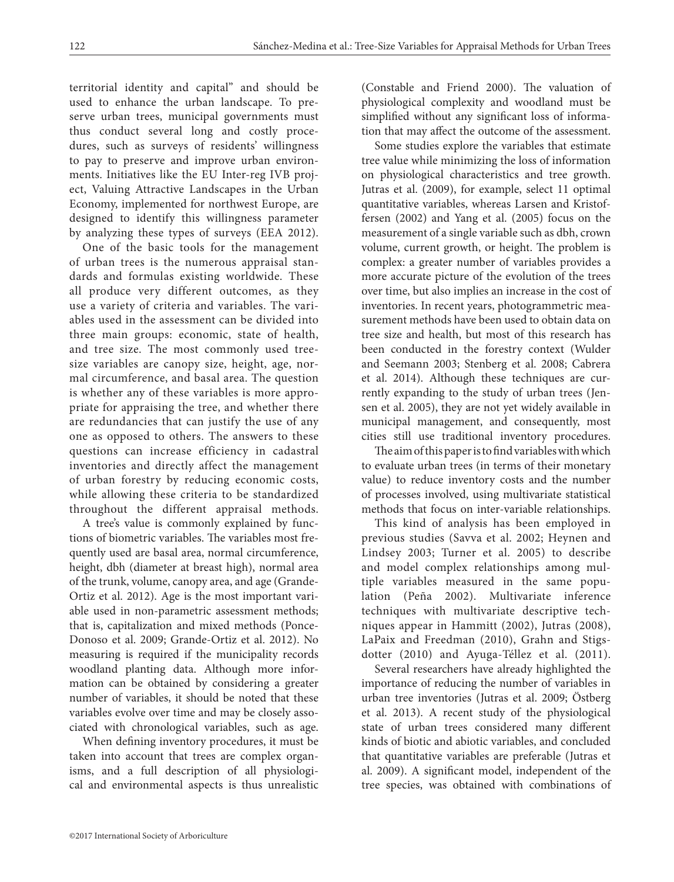territorial identity and capital" and should be used to enhance the urban landscape. To preserve urban trees, municipal governments must thus conduct several long and costly procedures, such as surveys of residents' willingness to pay to preserve and improve urban environments. Initiatives like the EU Inter-reg IVB project, Valuing Attractive Landscapes in the Urban Economy, implemented for northwest Europe, are designed to identify this willingness parameter by analyzing these types of surveys (EEA 2012).

One of the basic tools for the management of urban trees is the numerous appraisal standards and formulas existing worldwide. These all produce very different outcomes, as they use a variety of criteria and variables. The variables used in the assessment can be divided into three main groups: economic, state of health, and tree size. The most commonly used tree-size variables are canopy size, height, age, normal circumference, and basal area. The question is whether any of these variables is more appropriate for appraising the tree, and whether there are redundancies that can justify the use of any one as opposed to others. The answers to these questions can increase efficiency in cadastral inventories and directly affect the management of urban forestry by reducing economic costs, while allowing these criteria to be standardized throughout the different appraisal methods.

A tree's value is commonly explained by functions of biometric variables. The variables most frequently used are basal area, normal circumference, height, dbh (diameter at breast high), normal area of the trunk, volume, canopy area, and age (Grande-Ortiz et al. 2012). Age is the most important variable used in non-parametric assessment methods; that is, capitalization and mixed methods (Ponce-Donoso et al. 2009; Grande-Ortiz et al. 2012). No measuring is required if the municipality records woodland planting data. Although more information can be obtained by considering a greater number of variables, it should be noted that these variables evolve over time and may be closely associated with chronological variables, such as age.

When defining inventory procedures, it must be taken into account that trees are complex organisms, and a full description of all physiological and environmental aspects is thus unrealistic (Constable and Friend 2000). The valuation of physiological complexity and woodland must be simplified without any significant loss of information that may affect the outcome of the assessment.

Some studies explore the variables that estimate tree value while minimizing the loss of information on physiological characteristics and tree growth. Jutras et al. (2009), for example, select 11 optimal quantitative variables, whereas Larsen and Kristoffersen (2002) and Yang et al. (2005) focus on the measurement of a single variable such as dbh, crown volume, current growth, or height. The problem is complex: a greater number of variables provides a more accurate picture of the evolution of the trees over time, but also implies an increase in the cost of inventories. In recent years, photogrammetric measurement methods have been used to obtain data on tree size and health, but most of this research has been conducted in the forestry context (Wulder and Seemann 2003; Stenberg et al. 2008; Cabrera et al. 2014). Although these techniques are currently expanding to the study of urban trees (Jensen et al. 2005), they are not yet widely available in municipal management, and consequently, most cities still use traditional inventory procedures.

The aim of this paper is to find variables with which to evaluate urban trees (in terms of their monetary value) to reduce inventory costs and the number of processes involved, using multivariate statistical methods that focus on inter-variable relationships.

This kind of analysis has been employed in previous studies (Savva et al. 2002; Heynen and Lindsey 2003; Turner et al. 2005) to describe and model complex relationships among multiple variables measured in the same population (Peña 2002). Multivariate inference techniques with multivariate descriptive techniques appear in Hammitt (2002), Jutras (2008), LaPaix and Freedman (2010), Grahn and Stigsdotter (2010) and Ayuga-Téllez et al. (2011).

Several researchers have already highlighted the importance of reducing the number of variables in urban tree inventories (Jutras et al. 2009; Östberg et al. 2013). A recent study of the physiological state of urban trees considered many different kinds of biotic and abiotic variables, and concluded that quantitative variables are preferable (Jutras et al. 2009). A significant model, independent of the tree species, was obtained with combinations of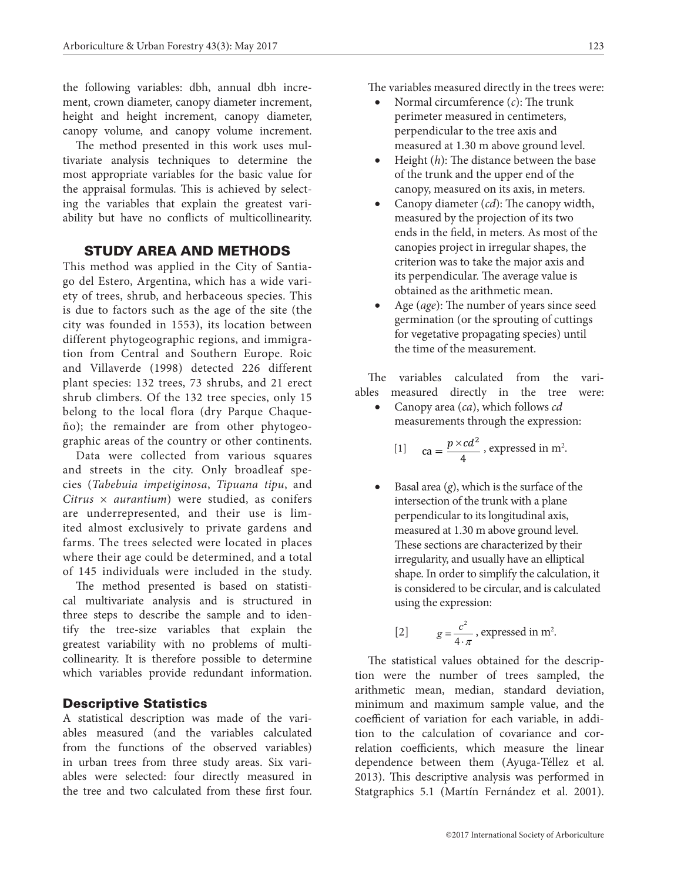the following variables: dbh, annual dbh increment, crown diameter, canopy diameter increment, height and height increment, canopy diameter, canopy volume, and canopy volume increment.

The method presented in this work uses multivariate analysis techniques to determine the most appropriate variables for the basic value for the appraisal formulas. This is achieved by selecting the variables that explain the greatest variability but have no conflicts of multicollinearity.

## STUDY AREA AND METHODS

This method was applied in the City of Santiago del Estero, Argentina, which has a wide variety of trees, shrub, and herbaceous species. This is due to factors such as the age of the site (the city was founded in 1553), its location between different phytogeographic regions, and immigration from Central and Southern Europe. Roic and Villaverde (1998) detected 226 different plant species: 132 trees, 73 shrubs, and 21 erect shrub climbers. Of the 132 tree species, only 15 belong to the local flora (dry Parque Chaqueño); the remainder are from other phytogeographic areas of the country or other continents.

Data were collected from various squares and streets in the city. Only broadleaf species (*Tabebuia impetiginosa*, *Tipuana tipu*, and *Citrus* × *aurantium*) were studied, as conifers are underrepresented, and their use is limited almost exclusively to private gardens and farms. The trees selected were located in places where their age could be determined, and a total of 145 individuals were included in the study.

The method presented is based on statistical multivariate analysis and is structured in three steps to describe the sample and to identify the tree-size variables that explain the greatest variability with no problems of multicollinearity. It is therefore possible to determine which variables provide redundant information.

### Descriptive Statistics

A statistical description was made of the variables measured (and the variables calculated from the functions of the observed variables) in urban trees from three study areas. Six variables were selected: four directly measured in the tree and two calculated from these first four.

The variables measured directly in the trees were:

- Normal circumference (*c*): The trunk perimeter measured in centimeters, perpendicular to the tree axis and measured at 1.30 m above ground level.
- Height (*h*): The distance between the base of the trunk and the upper end of the canopy, measured on its axis, in meters.
- Canopy diameter (*cd*): The canopy width, measured by the projection of its two ends in the field, in meters. As most of the canopies project in irregular shapes, the criterion was to take the major axis and its perpendicular. The average value is obtained as the arithmetic mean.
- Age (*age*): The number of years since seed germination (or the sprouting of cuttings for vegetative propagating species) until the time of the measurement.

The variables calculated from the variables measured directly in the tree were:

- Canopy area (*ca*), which follows *cd* measurements through the expression:

$$[1] \quad \text{ca} = \frac{p \times cd^2}{4} \text{, expressed in m}^2.$$

- Basal area (*g*), which is the surface of the intersection of the trunk with a plane perpendicular to its longitudinal axis, measured at 1.30 m above ground level. These sections are characterized by their irregularity, and usually have an elliptical shape. In order to simplify the calculation, it is considered to be circular, and is calculated using the expression:

$$[2] \quad g = \frac{c^2}{4 \cdot \pi} \text{, expressed in m}^2.$$

The statistical values obtained for the description were the number of trees sampled, the arithmetic mean, median, standard deviation, minimum and maximum sample value, and the coefficient of variation for each variable, in addition to the calculation of covariance and correlation coefficients, which measure the linear dependence between them (Ayuga-Téllez et al. 2013). This descriptive analysis was performed in Statgraphics 5.1 (Martín Fernández et al. 2001).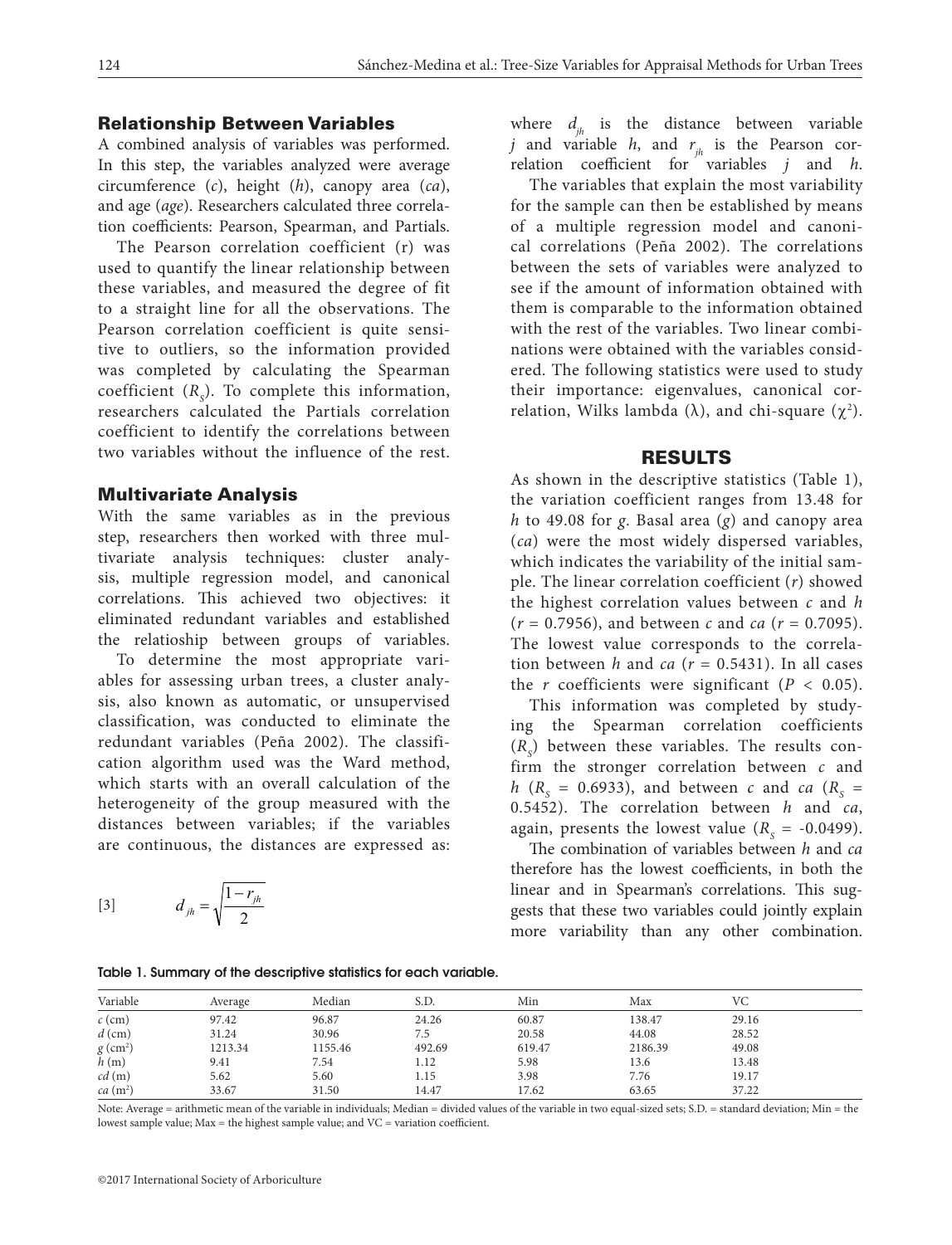## Relationship Between Variables

A combined analysis of variables was performed. In this step, the variables analyzed were average circumference (*c*), height (*h*), canopy area (*ca*), and age (*age*). Researchers calculated three correlation coefficients: Pearson, Spearman, and Partials.

The Pearson correlation coefficient (r) was used to quantify the linear relationship between these variables, and measured the degree of fit to a straight line for all the observations. The Pearson correlation coefficient is quite sensitive to outliers, so the information provided was completed by calculating the Spearman coefficient ($R_S$). To complete this information, researchers calculated the Partials correlation coefficient to identify the correlations between two variables without the influence of the rest.

## Multivariate Analysis

With the same variables as in the previous step, researchers then worked with three multivariate analysis techniques: cluster analysis, multiple regression model, and canonical correlations. This achieved two objectives: it eliminated redundant variables and established the relatioship between groups of variables.

To determine the most appropriate variables for assessing urban trees, a cluster analysis, also known as automatic, or unsupervised classification, was conducted to eliminate the redundant variables (Peña 2002). The classification algorithm used was the Ward method, which starts with an overall calculation of the heterogeneity of the group measured with the distances between variables; if the variables are continuous, the distances are expressed as:

$$d_{jh} = \sqrt{\frac{1 - r_{jh}}{2}} \quad [3]$$

where $d_{jh}$ is the distance between variable *j* and variable *h*, and $r_{jh}$ is the Pearson correlation coefficient for variables *j* and *h*.

The variables that explain the most variability for the sample can then be established by means of a multiple regression model and canonical correlations (Peña 2002). The correlations between the sets of variables were analyzed to see if the amount of information obtained with them is comparable to the information obtained with the rest of the variables. Two linear combinations were obtained with the variables considered. The following statistics were used to study their importance: eigenvalues, canonical correlation, Wilks lambda ($\lambda$), and chi-square ($\chi^2$).

# RESULTS

As shown in the descriptive statistics (Table 1), the variation coefficient ranges from 13.48 for *h* to 49.08 for *g*. Basal area (*g*) and canopy area (*ca*) were the most widely dispersed variables, which indicates the variability of the initial sample. The linear correlation coefficient (*r*) showed the highest correlation values between *c* and *h* ($r = 0.7956$), and between *c* and *ca* ($r = 0.7095$). The lowest value corresponds to the correlation between *h* and *ca* ($r = 0.5431$). In all cases the *r* coefficients were significant ($P < 0.05$).

This information was completed by studying the Spearman correlation coefficients ($R_S$) between these variables. The results confirm the stronger correlation between *c* and *h* ($R_S = 0.6933$), and between *c* and *ca* ($R_S = 0.5452$). The correlation between *h* and *ca*, again, presents the lowest value ($R_S = -0.0499$).

The combination of variables between *h* and *ca* therefore has the lowest coefficients, in both the linear and in Spearman's correlations. This suggests that these two variables could jointly explain more variability than any other combination.

**Table 1. Summary of the descriptive statistics for each variable.**

| Variable | Average | Median | S.D. | Min | Max | VC |
|---|---|---|---|---|---|---|
| *c* (cm) | 97.42 | 96.87 | 24.26 | 60.87 | 138.47 | 29.16 |
| *d* (cm) | 31.24 | 30.96 | 7.5 | 20.58 | 44.08 | 28.52 |
| *g* (cm$^2$) | 1213.34 | 1155.46 | 492.69 | 619.47 | 2186.39 | 49.08 |
| *h* (m) | 9.41 | 7.54 | 1.12 | 5.98 | 13.6 | 13.48 |
| *cd* (m) | 5.62 | 5.60 | 1.15 | 3.98 | 7.76 | 19.17 |
| *ca* (m$^2$) | 33.67 | 31.50 | 14.47 | 17.62 | 63.65 | 37.22 |

Note: Average = arithmetic mean of the variable in individuals; Median = divided values of the variable in two equal-sized sets; S.D. = standard deviation; Min = the lowest sample value; Max = the highest sample value; and VC = variation coefficient.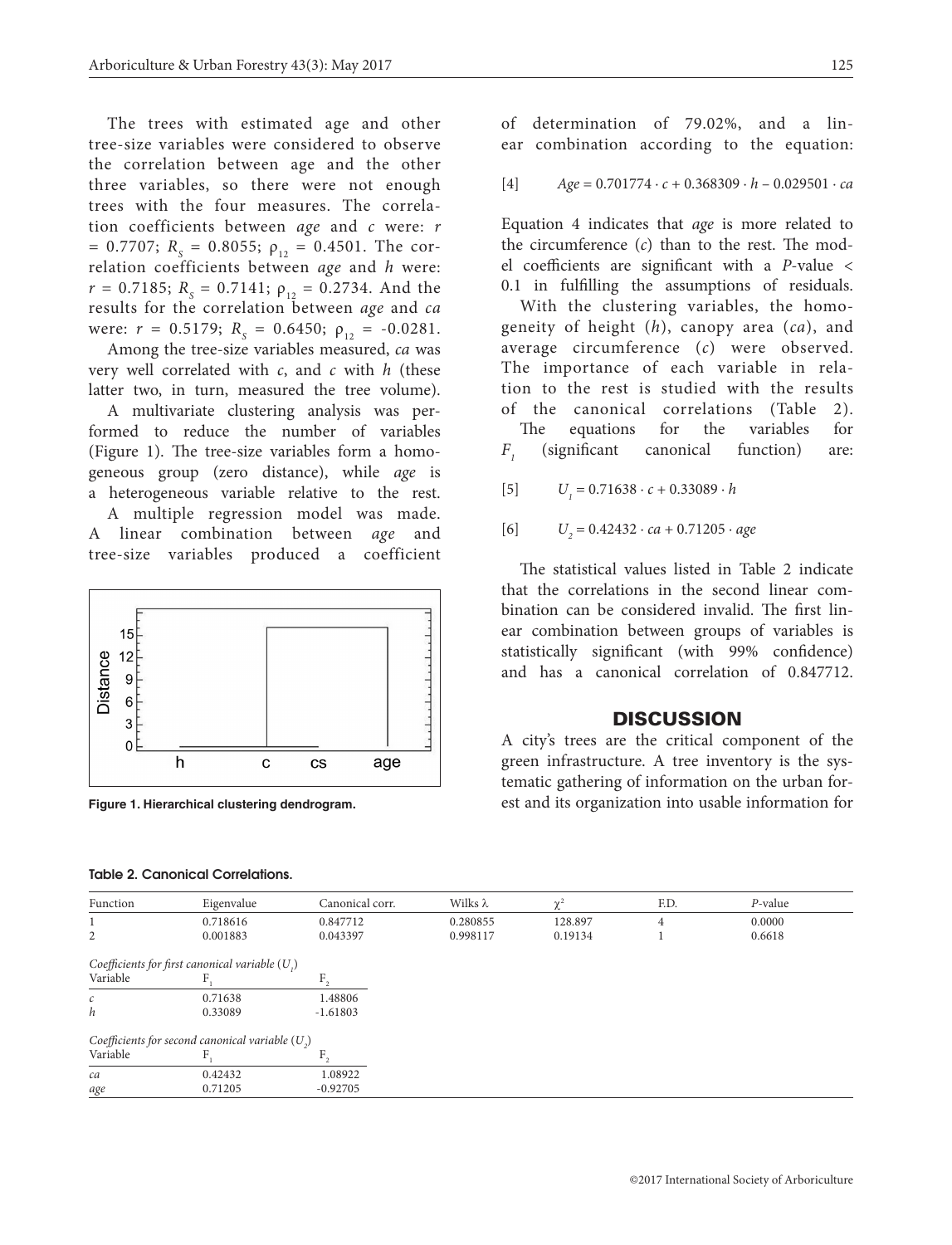The trees with estimated age and other tree-size variables were considered to observe the correlation between age and the other three variables, so there were not enough trees with the four measures. The correlation coefficients between *age* and *c* were: $r = 0.7707$; $R_S = 0.8055$; $\rho_{12} = 0.4501$. The correlation coefficients between *age* and *h* were: $r = 0.7185$; $R_S = 0.7141$; $\rho_{12} = 0.2734$. And the results for the correlation between *age* and *ca* were: $r = 0.5179$; $R_S = 0.6450$; $\rho_{12} = -0.0281$.

Among the tree-size variables measured, *ca* was very well correlated with *c*, and *c* with *h* (these latter two, in turn, measured the tree volume).

A multivariate clustering analysis was performed to reduce the number of variables (Figure 1). The tree-size variables form a homogeneous group (zero distance), while *age* is a heterogeneous variable relative to the rest.

A multiple regression model was made. A linear combination between *age* and tree-size variables produced a coefficient of determination of 79.02%, and a linear combination according to the equation:

$$Age = 0.701774 \cdot c + 0.368309 \cdot h - 0.029501 \cdot ca \quad [4]$$

Equation 4 indicates that *age* is more related to the circumference (*c*) than to the rest. The model coefficients are significant with a $P$-value $< 0.1$ in fulfilling the assumptions of residuals.

With the clustering variables, the homogeneity of height (*h*), canopy area (*ca*), and average circumference (*c*) were observed. The importance of each variable in relation to the rest is studied with the results of the canonical correlations (Table 2). The equations for the variables for $F_1$ (significant canonical function) are:

$$U_1 = 0.71638 \cdot c + 0.33089 \cdot h \quad [5]$$

$$U_2 = 0.42432 \cdot ca + 0.71205 \cdot age \quad [6]$$

The statistical values listed in Table 2 indicate that the correlations in the second linear combination can be considered invalid. The first linear combination between groups of variables is statistically significant (with 99% confidence) and has a canonical correlation of 0.847712.

Figure 1. Hierarchical clustering dendrogram.

Table 2. Canonical Correlations.

| Function | Eigenvalue | Canonical corr. | Wilks λ | $\chi^2$ | F.D. | $P$-value |
|---|---|---|---|---|---|---|
| 1 | 0.718616 | 0.847712 | 0.280855 | 128.897 | 4 | 0.0000 |
| 2 | 0.001883 | 0.043397 | 0.998117 | 0.19134 | 1 | 0.6618 |

*Coefficients for first canonical variable* ($U_1$)

| Variable | $F_1$ | $F_2$ |
|---|---|---|
| *c* | 0.71638 | 1.48806 |
| *h* | 0.33089 | -1.61803 |

*Coefficients for second canonical variable* ($U_2$)

| Variable | $F_1$ | $F_2$ |
|---|---|---|
| *ca* | 0.42432 | 1.08922 |
| *age* | 0.71205 | -0.92705 |

## DISCUSSION

A city's trees are the critical component of the green infrastructure. A tree inventory is the systematic gathering of information on the urban forest and its organization into usable information for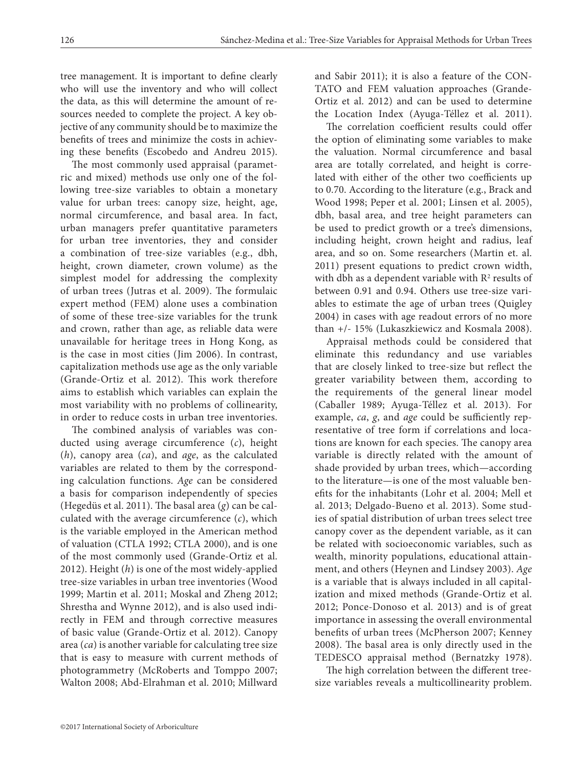tree management. It is important to define clearly who will use the inventory and who will collect the data, as this will determine the amount of resources needed to complete the project. A key objective of any community should be to maximize the benefits of trees and minimize the costs in achieving these benefits (Escobedo and Andreu 2015).

The most commonly used appraisal (parametric and mixed) methods use only one of the following tree-size variables to obtain a monetary value for urban trees: canopy size, height, age, normal circumference, and basal area. In fact, urban managers prefer quantitative parameters for urban tree inventories, they and consider a combination of tree-size variables (e.g., dbh, height, crown diameter, crown volume) as the simplest model for addressing the complexity of urban trees (Jutras et al. 2009). The formulaic expert method (FEM) alone uses a combination of some of these tree-size variables for the trunk and crown, rather than age, as reliable data were unavailable for heritage trees in Hong Kong, as is the case in most cities (Jim 2006). In contrast, capitalization methods use age as the only variable (Grande-Ortiz et al. 2012). This work therefore aims to establish which variables can explain the most variability with no problems of collinearity, in order to reduce costs in urban tree inventories.

The combined analysis of variables was conducted using average circumference ($c$), height ($h$), canopy area ($ca$), and *age*, as the calculated variables are related to them by the corresponding calculation functions. *Age* can be considered a basis for comparison independently of species (Hegedüs et al. 2011). The basal area ($g$) can be calculated with the average circumference ($c$), which is the variable employed in the American method of valuation (CTLA 1992; CTLA 2000), and is one of the most commonly used (Grande-Ortiz et al. 2012). Height ($h$) is one of the most widely-applied tree-size variables in urban tree inventories (Wood 1999; Martin et al. 2011; Moskal and Zheng 2012; Shrestha and Wynne 2012), and is also used indirectly in FEM and through corrective measures of basic value (Grande-Ortiz et al. 2012). Canopy area ($ca$) is another variable for calculating tree size that is easy to measure with current methods of photogrammetry (McRoberts and Tomppo 2007; Walton 2008; Abd-Elrahman et al. 2010; Millward and Sabir 2011); it is also a feature of the CONTATO and FEM valuation approaches (Grande-Ortiz et al. 2012) and can be used to determine the Location Index (Ayuga-Téllez et al. 2011).

The correlation coefficient results could offer the option of eliminating some variables to make the valuation. Normal circumference and basal area are totally correlated, and height is correlated with either of the other two coefficients up to 0.70. According to the literature (e.g., Brack and Wood 1998; Peper et al. 2001; Linsen et al. 2005), dbh, basal area, and tree height parameters can be used to predict growth or a tree's dimensions, including height, crown height and radius, leaf area, and so on. Some researchers (Martin et. al. 2011) present equations to predict crown width, with dbh as a dependent variable with $R^2$ results of between 0.91 and 0.94. Others use tree-size variables to estimate the age of urban trees (Quigley 2004) in cases with age readout errors of no more than +/- 15% (Lukaszkiewicz and Kosmala 2008).

Appraisal methods could be considered that eliminate this redundancy and use variables that are closely linked to tree-size but reflect the greater variability between them, according to the requirements of the general linear model (Caballer 1989; Ayuga-Téllez et al. 2013). For example, $ca$, $g$, and *age* could be sufficiently representative of tree form if correlations and locations are known for each species. The canopy area variable is directly related with the amount of shade provided by urban trees, which—according to the literature—is one of the most valuable benefits for the inhabitants (Lohr et al. 2004; Mell et al. 2013; Delgado-Bueno et al. 2013). Some studies of spatial distribution of urban trees select tree canopy cover as the dependent variable, as it can be related with socioeconomic variables, such as wealth, minority populations, educational attainment, and others (Heynen and Lindsey 2003). *Age* is a variable that is always included in all capitalization and mixed methods (Grande-Ortiz et al. 2012; Ponce-Donoso et al. 2013) and is of great importance in assessing the overall environmental benefits of urban trees (McPherson 2007; Kenney 2008). The basal area is only directly used in the TEDESCO appraisal method (Bernatzky 1978).

The high correlation between the different tree-size variables reveals a multicollinearity problem.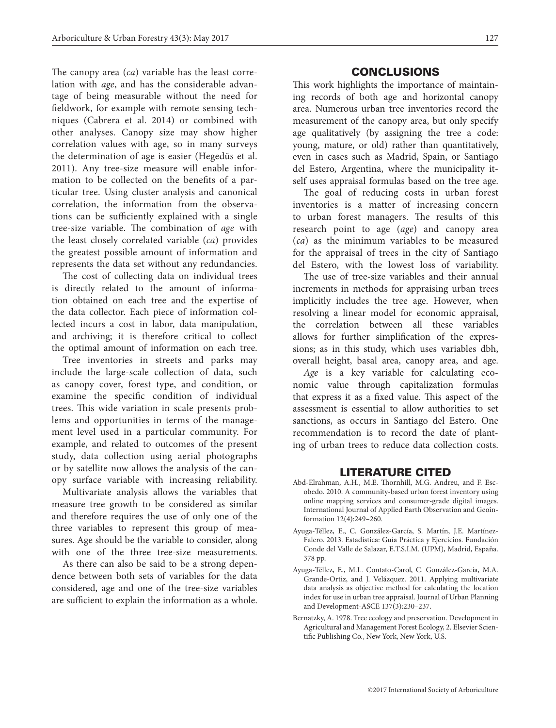The canopy area (*ca*) variable has the least correlation with *age*, and has the considerable advantage of being measurable without the need for fieldwork, for example with remote sensing techniques (Cabrera et al. 2014) or combined with other analyses. Canopy size may show higher correlation values with age, so in many surveys the determination of age is easier (Hegedüs et al. 2011). Any tree-size measure will enable information to be collected on the benefits of a particular tree. Using cluster analysis and canonical correlation, the information from the observations can be sufficiently explained with a single tree-size variable. The combination of *age* with the least closely correlated variable (*ca*) provides the greatest possible amount of information and represents the data set without any redundancies.

The cost of collecting data on individual trees is directly related to the amount of information obtained on each tree and the expertise of the data collector. Each piece of information collected incurs a cost in labor, data manipulation, and archiving; it is therefore critical to collect the optimal amount of information on each tree.

Tree inventories in streets and parks may include the large-scale collection of data, such as canopy cover, forest type, and condition, or examine the specific condition of individual trees. This wide variation in scale presents problems and opportunities in terms of the management level used in a particular community. For example, and related to outcomes of the present study, data collection using aerial photographs or by satellite now allows the analysis of the canopy surface variable with increasing reliability.

Multivariate analysis allows the variables that measure tree growth to be considered as similar and therefore requires the use of only one of the three variables to represent this group of measures. Age should be the variable to consider, along with one of the three tree-size measurements.

As there can also be said to be a strong dependence between both sets of variables for the data considered, age and one of the tree-size variables are sufficient to explain the information as a whole.

## CONCLUSIONS

This work highlights the importance of maintaining records of both age and horizontal canopy area. Numerous urban tree inventories record the measurement of the canopy area, but only specify age qualitatively (by assigning the tree a code: young, mature, or old) rather than quantitatively, even in cases such as Madrid, Spain, or Santiago del Estero, Argentina, where the municipality itself uses appraisal formulas based on the tree age.

The goal of reducing costs in urban forest inventories is a matter of increasing concern to urban forest managers. The results of this research point to age (*age*) and canopy area (*ca*) as the minimum variables to be measured for the appraisal of trees in the city of Santiago del Estero, with the lowest loss of variability.

The use of tree-size variables and their annual increments in methods for appraising urban trees implicitly includes the tree age. However, when resolving a linear model for economic appraisal, the correlation between all these variables allows for further simplification of the expressions; as in this study, which uses variables dbh, overall height, basal area, canopy area, and age.

*Age* is a key variable for calculating economic value through capitalization formulas that express it as a fixed value. This aspect of the assessment is essential to allow authorities to set sanctions, as occurs in Santiago del Estero. One recommendation is to record the date of planting of urban trees to reduce data collection costs.

## LITERATURE CITED

Abd-Elrahman, A.H., M.E. Thornhill, M.G. Andreu, and F. Escobedo. 2010. A community-based urban forest inventory using online mapping services and consumer-grade digital images. International Journal of Applied Earth Observation and Geoinformation 12(4):249–260.

Ayuga-Téllez, E., C. González-García, S. Martín, J.E. Martínez-Falero. 2013. Estadística: Guía Práctica y Ejercicios. Fundación Conde del Valle de Salazar, E.T.S.I.M. (UPM), Madrid, España. 378 pp.

Ayuga-Téllez, E., M.L. Contato-Carol, C. González-García, M.A. Grande-Ortiz, and J. Velázquez. 2011. Applying multivariate data analysis as objective method for calculating the location index for use in urban tree appraisal. Journal of Urban Planning and Development-ASCE 137(3):230–237.

Bernatzky, A. 1978. Tree ecology and preservation. Development in Agricultural and Management Forest Ecology, 2. Elsevier Scientific Publishing Co., New York, New York, U.S.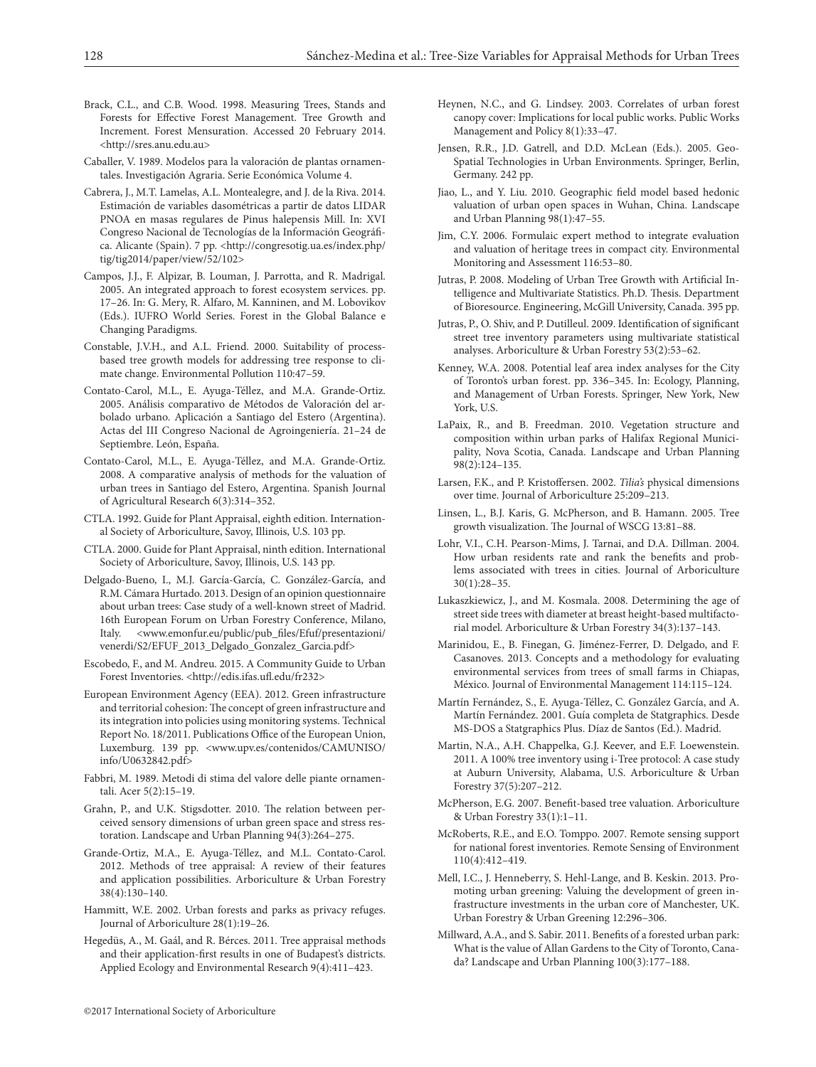Brack, C.L., and C.B. Wood. 1998. Measuring Trees, Stands and Forests for Effective Forest Management. Tree Growth and Increment. Forest Mensuration. Accessed 20 February 2014. <http://sres.anu.edu.au>

Caballer, V. 1989. Modelos para la valoración de plantas ornamentales. Investigación Agraria. Serie Económica Volume 4.

Cabrera, J., M.T. Lamelas, A.L. Montealegre, and J. de la Riva. 2014. Estimación de variables dasométricas a partir de datos LIDAR PNOA en masas regulares de Pinus halepensis Mill. In: XVI Congreso Nacional de Tecnologías de la Información Geográfica. Alicante (Spain). 7 pp. <http://congresotig.ua.es/index.php/tig/tig2014/paper/view/52/102>

Campos, J.J., F. Alpizar, B. Louman, J. Parrotta, and R. Madrigal. 2005. An integrated approach to forest ecosystem services. pp. 17–26. In: G. Mery, R. Alfaro, M. Kanninen, and M. Lobovikov (Eds.). IUFRO World Series. Forest in the Global Balance e Changing Paradigms.

Constable, J.V.H., and A.L. Friend. 2000. Suitability of process-based tree growth models for addressing tree response to climate change. Environmental Pollution 110:47–59.

Contato-Carol, M.L., E. Ayuga-Téllez, and M.A. Grande-Ortiz. 2005. Análisis comparativo de Métodos de Valoración del arbolado urbano. Aplicación a Santiago del Estero (Argentina). Actas del III Congreso Nacional de Agroingeniería. 21–24 de Septiembre. León, España.

Contato-Carol, M.L., E. Ayuga-Téllez, and M.A. Grande-Ortiz. 2008. A comparative analysis of methods for the valuation of urban trees in Santiago del Estero, Argentina. Spanish Journal of Agricultural Research 6(3):314–352.

CTLA. 1992. Guide for Plant Appraisal, eighth edition. International Society of Arboriculture, Savoy, Illinois, U.S. 103 pp.

CTLA. 2000. Guide for Plant Appraisal, ninth edition. International Society of Arboriculture, Savoy, Illinois, U.S. 143 pp.

Delgado-Bueno, I., M.J. García-García, C. González-García, and R.M. Cámara Hurtado. 2013. Design of an opinion questionnaire about urban trees: Case study of a well-known street of Madrid. 16th European Forum on Urban Forestry Conference, Milano, Italy. <www.emonfur.eu/public/pub_files/Efuf/presentazioni/venerdi/S2/EFUF_2013_Delgado_Gonzalez_Garcia.pdf>

Escobedo, F., and M. Andreu. 2015. A Community Guide to Urban Forest Inventories. <http://edis.ifas.ufl.edu/fr232>

European Environment Agency (EEA). 2012. Green infrastructure and territorial cohesion: The concept of green infrastructure and its integration into policies using monitoring systems. Technical Report No. 18/2011. Publications Office of the European Union, Luxemburg. 139 pp. <www.upv.es/contenidos/CAMUNISO/info/U0632842.pdf>

Fabbri, M. 1989. Metodi di stima del valore delle piante ornamentali. Acer 5(2):15–19.

Grahn, P., and U.K. Stigsdotter. 2010. The relation between perceived sensory dimensions of urban green space and stress restoration. Landscape and Urban Planning 94(3):264–275.

Grande-Ortiz, M.A., E. Ayuga-Téllez, and M.L. Contato-Carol. 2012. Methods of tree appraisal: A review of their features and application possibilities. Arboriculture & Urban Forestry 38(4):130–140.

Hammitt, W.E. 2002. Urban forests and parks as privacy refuges. Journal of Arboriculture 28(1):19–26.

Hegedüs, A., M. Gaál, and R. Bérces. 2011. Tree appraisal methods and their application-first results in one of Budapest's districts. Applied Ecology and Environmental Research 9(4):411–423.

Heynen, N.C., and G. Lindsey. 2003. Correlates of urban forest canopy cover: Implications for local public works. Public Works Management and Policy 8(1):33–47.

Jensen, R.R., J.D. Gatrell, and D.D. McLean (Eds.). 2005. Geo-Spatial Technologies in Urban Environments. Springer, Berlin, Germany. 242 pp.

Jiao, L., and Y. Liu. 2010. Geographic field model based hedonic valuation of urban open spaces in Wuhan, China. Landscape and Urban Planning 98(1):47–55.

Jim, C.Y. 2006. Formulaic expert method to integrate evaluation and valuation of heritage trees in compact city. Environmental Monitoring and Assessment 116:53–80.

Jutras, P. 2008. Modeling of Urban Tree Growth with Artificial Intelligence and Multivariate Statistics. Ph.D. Thesis. Department of Bioresource. Engineering, McGill University, Canada. 395 pp.

Jutras, P., O. Shiv, and P. Dutilleul. 2009. Identification of significant street tree inventory parameters using multivariate statistical analyses. Arboriculture & Urban Forestry 53(2):53–62.

Kenney, W.A. 2008. Potential leaf area index analyses for the City of Toronto's urban forest. pp. 336–345. In: Ecology, Planning, and Management of Urban Forests. Springer, New York, New York, U.S.

LaPaix, R., and B. Freedman. 2010. Vegetation structure and composition within urban parks of Halifax Regional Municipality, Nova Scotia, Canada. Landscape and Urban Planning 98(2):124–135.

Larsen, F.K., and P. Kristoffersen. 2002. *Tilia's* physical dimensions over time. Journal of Arboriculture 25:209–213.

Linsen, L., B.J. Karis, G. McPherson, and B. Hamann. 2005. Tree growth visualization. The Journal of WSCG 13:81–88.

Lohr, V.I., C.H. Pearson-Mims, J. Tarnai, and D.A. Dillman. 2004. How urban residents rate and rank the benefits and problems associated with trees in cities. Journal of Arboriculture 30(1):28–35.

Lukaszkiewicz, J., and M. Kosmala. 2008. Determining the age of street side trees with diameter at breast height-based multifactorial model. Arboriculture & Urban Forestry 34(3):137–143.

Marinidou, E., B. Finegan, G. Jiménez-Ferrer, D. Delgado, and F. Casanoves. 2013. Concepts and a methodology for evaluating environmental services from trees of small farms in Chiapas, México. Journal of Environmental Management 114:115–124.

Martín Fernández, S., E. Ayuga-Téllez, C. González García, and A. Martín Fernández. 2001. Guía completa de Statgraphics. Desde MS-DOS a Statgraphics Plus. Díaz de Santos (Ed.). Madrid.

Martin, N.A., A.H. Chappelka, G.J. Keever, and E.F. Loewenstein. 2011. A 100% tree inventory using i-Tree protocol: A case study at Auburn University, Alabama, U.S. Arboriculture & Urban Forestry 37(5):207–212.

McPherson, E.G. 2007. Benefit-based tree valuation. Arboriculture & Urban Forestry 33(1):1–11.

McRoberts, R.E., and E.O. Tomppo. 2007. Remote sensing support for national forest inventories. Remote Sensing of Environment 110(4):412–419.

Mell, I.C., J. Henneberry, S. Hehl-Lange, and B. Keskin. 2013. Promoting urban greening: Valuing the development of green infrastructure investments in the urban core of Manchester, UK. Urban Forestry & Urban Greening 12:296–306.

Millward, A.A., and S. Sabir. 2011. Benefits of a forested urban park: What is the value of Allan Gardens to the City of Toronto, Canada? Landscape and Urban Planning 100(3):177–188.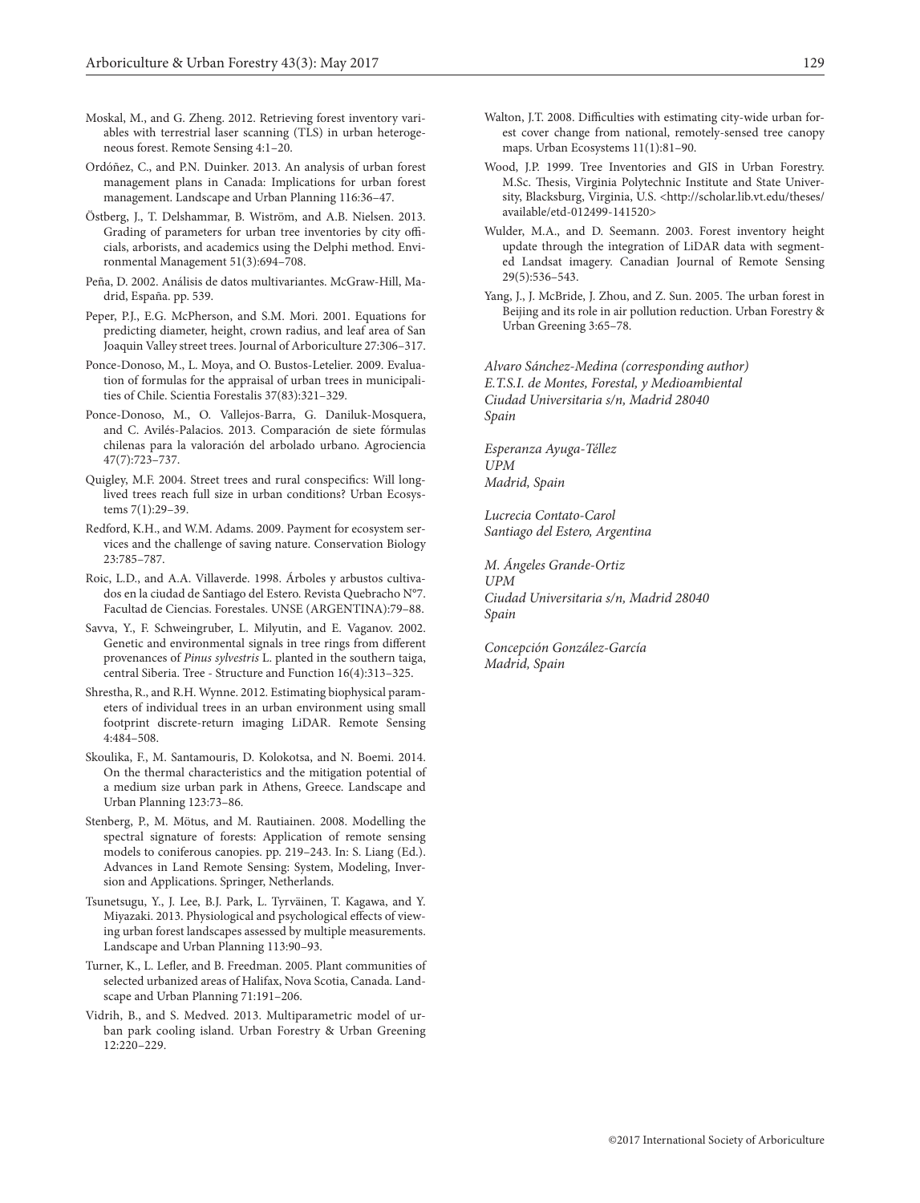Moskal, M., and G. Zheng. 2012. Retrieving forest inventory variables with terrestrial laser scanning (TLS) in urban heterogeneous forest. Remote Sensing 4:1–20.

Ordóñez, C., and P.N. Duinker. 2013. An analysis of urban forest management plans in Canada: Implications for urban forest management. Landscape and Urban Planning 116:36–47.

Östberg, J., T. Delshammar, B. Wiström, and A.B. Nielsen. 2013. Grading of parameters for urban tree inventories by city officials, arborists, and academics using the Delphi method. Environmental Management 51(3):694–708.

Peña, D. 2002. Análisis de datos multivariantes. McGraw-Hill, Madrid, España. pp. 539.

Peper, P.J., E.G. McPherson, and S.M. Mori. 2001. Equations for predicting diameter, height, crown radius, and leaf area of San Joaquin Valley street trees. Journal of Arboriculture 27:306–317.

Ponce-Donoso, M., L. Moya, and O. Bustos-Letelier. 2009. Evaluation of formulas for the appraisal of urban trees in municipalities of Chile. Scientia Forestalis 37(83):321–329.

Ponce-Donoso, M., O. Vallejos-Barra, G. Daniluk-Mosquera, and C. Avilés-Palacios. 2013. Comparación de siete fórmulas chilenas para la valoración del arbolado urbano. Agrociencia 47(7):723–737.

Quigley, M.F. 2004. Street trees and rural conspecifics: Will long-lived trees reach full size in urban conditions? Urban Ecosystems 7(1):29–39.

Redford, K.H., and W.M. Adams. 2009. Payment for ecosystem services and the challenge of saving nature. Conservation Biology 23:785–787.

Roic, L.D., and A.A. Villaverde. 1998. Árboles y arbustos cultivados en la ciudad de Santiago del Estero. Revista Quebracho N°7. Facultad de Ciencias. Forestales. UNSE (ARGENTINA):79–88.

Savva, Y., F. Schweingruber, L. Milyutin, and E. Vaganov. 2002. Genetic and environmental signals in tree rings from different provenances of *Pinus sylvestris* L. planted in the southern taiga, central Siberia. Tree - Structure and Function 16(4):313–325.

Shrestha, R., and R.H. Wynne. 2012. Estimating biophysical parameters of individual trees in an urban environment using small footprint discrete-return imaging LiDAR. Remote Sensing 4:484–508.

Skoulika, F., M. Santamouris, D. Kolokotsa, and N. Boemi. 2014. On the thermal characteristics and the mitigation potential of a medium size urban park in Athens, Greece. Landscape and Urban Planning 123:73–86.

Stenberg, P., M. Mötus, and M. Rautiainen. 2008. Modelling the spectral signature of forests: Application of remote sensing models to coniferous canopies. pp. 219–243. In: S. Liang (Ed.). Advances in Land Remote Sensing: System, Modeling, Inversion and Applications. Springer, Netherlands.

Tsunetsugu, Y., J. Lee, B.J. Park, L. Tyrväinen, T. Kagawa, and Y. Miyazaki. 2013. Physiological and psychological effects of viewing urban forest landscapes assessed by multiple measurements. Landscape and Urban Planning 113:90–93.

Turner, K., L. Lefler, and B. Freedman. 2005. Plant communities of selected urbanized areas of Halifax, Nova Scotia, Canada. Landscape and Urban Planning 71:191–206.

Vidrih, B., and S. Medved. 2013. Multiparametric model of urban park cooling island. Urban Forestry & Urban Greening 12:220–229.

Walton, J.T. 2008. Difficulties with estimating city-wide urban forest cover change from national, remotely-sensed tree canopy maps. Urban Ecosystems 11(1):81–90.

Wood, J.P. 1999. Tree Inventories and GIS in Urban Forestry. M.Sc. Thesis, Virginia Polytechnic Institute and State University, Blacksburg, Virginia, U.S. <http://scholar.lib.vt.edu/theses/available/etd-012499-141520>

Wulder, M.A., and D. Seemann. 2003. Forest inventory height update through the integration of LiDAR data with segmented Landsat imagery. Canadian Journal of Remote Sensing 29(5):536–543.

Yang, J., J. McBride, J. Zhou, and Z. Sun. 2005. The urban forest in Beijing and its role in air pollution reduction. Urban Forestry & Urban Greening 3:65–78.

*Alvaro Sánchez-Medina (corresponding author)*
*E.T.S.I. de Montes, Forestal, y Medioambiental*
*Ciudad Universitaria s/n, Madrid 28040*
*Spain*

*Esperanza Ayuga-Téllez*
*UPM*
*Madrid, Spain*

*Lucrecia Contato-Carol*
*Santiago del Estero, Argentina*

*M. Ángeles Grande-Ortiz*
*UPM*
*Ciudad Universitaria s/n, Madrid 28040*
*Spain*

*Concepción González-García*
*Madrid, Spain*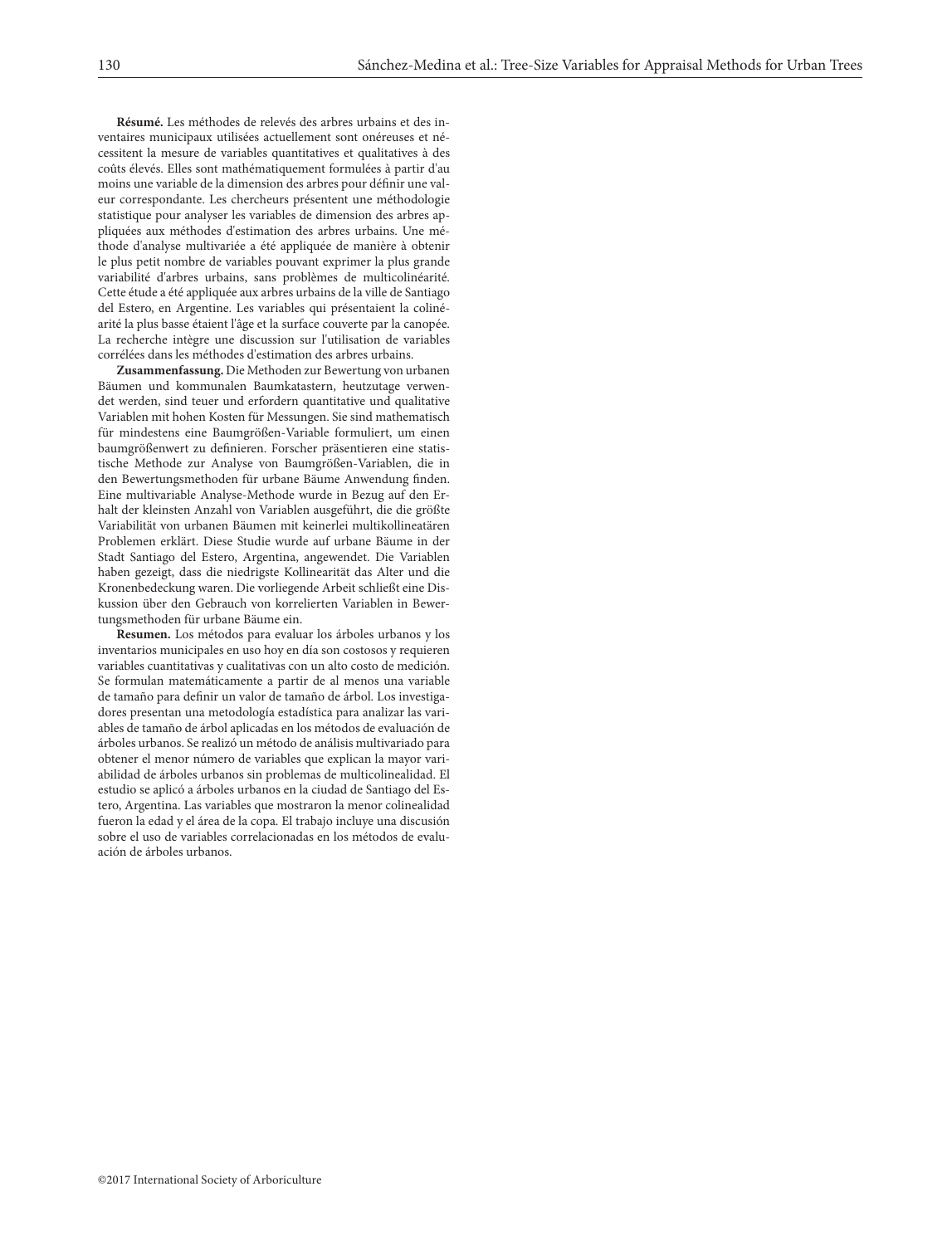**Résumé.** Les méthodes de relevés des arbres urbains et des inventaires municipaux utilisées actuellement sont onéreuses et nécessitent la mesure de variables quantitatives et qualitatives à des coûts élevés. Elles sont mathématiquement formulées à partir d'au moins une variable de la dimension des arbres pour définir une valeur correspondante. Les chercheurs présentent une méthodologie statistique pour analyser les variables de dimension des arbres appliquées aux méthodes d'estimation des arbres urbains. Une méthode d'analyse multivariée a été appliquée de manière à obtenir le plus petit nombre de variables pouvant exprimer la plus grande variabilité d'arbres urbains, sans problèmes de multicolinéarité. Cette étude a été appliquée aux arbres urbains de la ville de Santiago del Estero, en Argentine. Les variables qui présentaient la colinéarité la plus basse étaient l'âge et la surface couverte par la canopée. La recherche intègre une discussion sur l'utilisation de variables corrélées dans les méthodes d'estimation des arbres urbains.

**Zusammenfassung.** Die Methoden zur Bewertung von urbanen Bäumen und kommunalen Baumkatastern, heutzutage verwendet werden, sind teuer und erfordern quantitative und qualitative Variablen mit hohen Kosten für Messungen. Sie sind mathematisch für mindestens eine Baumgrößen-Variable formuliert, um einen baumgrößenwert zu definieren. Forscher präsentieren eine statistische Methode zur Analyse von Baumgrößen-Variablen, die in den Bewertungsmethoden für urbane Bäume Anwendung finden. Eine multivariable Analyse-Methode wurde in Bezug auf den Erhalt der kleinsten Anzahl von Variablen ausgeführt, die die größte Variabilität von urbanen Bäumen mit keinerlei multikollineatären Problemen erklärt. Diese Studie wurde auf urbane Bäume in der Stadt Santiago del Estero, Argentinia, angewendet. Die Variablen haben gezeigt, dass die niedrigste Kollinearität das Alter und die Kronenbedeckung waren. Die vorliegende Arbeit schließt eine Diskussion über den Gebrauch von korrelierten Variablen in Bewertungsmethoden für urbane Bäume ein.

**Resumen.** Los métodos para evaluar los árboles urbanos y los inventarios municipales en uso hoy en día son costosos y requieren variables cuantitativas y cualitativas con un alto costo de medición. Se formulan matemáticamente a partir de al menos una variable de tamaño para definir un valor de tamaño de árbol. Los investigadores presentan una metodología estadística para analizar las variables de tamaño de árbol aplicadas en los métodos de evaluación de árboles urbanos. Se realizó un método de análisis multivariado para obtener el menor número de variables que explican la mayor variabilidad de árboles urbanos sin problemas de multicolinealidad. El estudio se aplicó a árboles urbanos en la ciudad de Santiago del Estero, Argentina. Las variables que mostraron la menor colinealidad fueron la edad y el área de la copa. El trabajo incluye una discusión sobre el uso de variables correlacionadas en los métodos de evaluación de árboles urbanos.